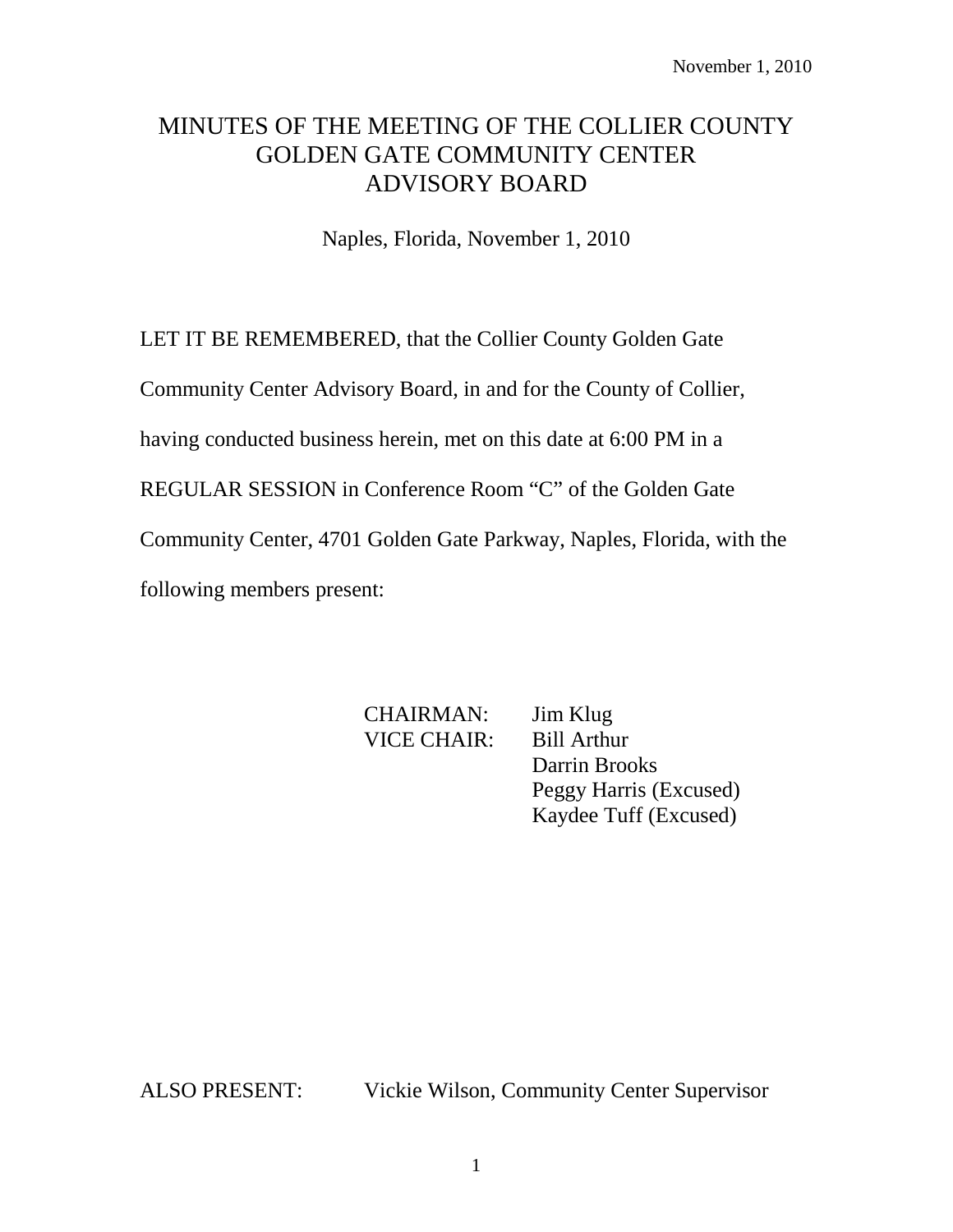November 1, 2010

# MINUTES OF THE MEETING OF THE COLLIER COUNTY GOLDEN GATE COMMUNITY CENTER ADVISORY BOARD

Naples, Florida, November 1, 2010

LET IT BE REMEMBERED, that the Collier County Golden Gate Community Center Advisory Board, in and for the County of Collier, having conducted business herein, met on this date at 6:00 PM in a REGULAR SESSION in Conference Room "C" of the Golden Gate Community Center, 4701 Golden Gate Parkway, Naples, Florida, with the following members present:

| | |
|---|---|
| CHAIRMAN: | Jim Klug |
| VICE CHAIR: | Bill Arthur |
| | Darrin Brooks |
| | Peggy Harris (Excused) |
| | Kaydee Tuff (Excused) |

ALSO PRESENT: Vickie Wilson, Community Center Supervisor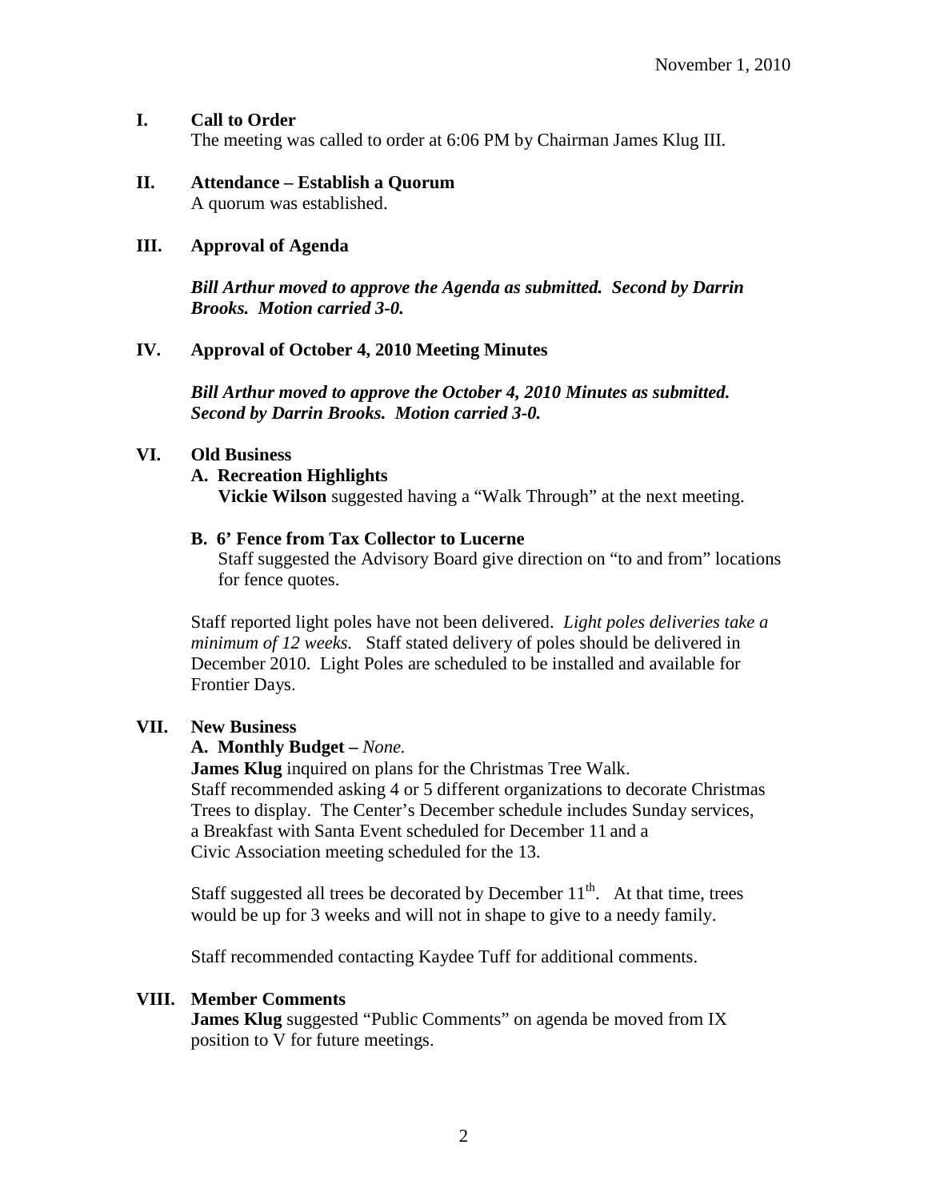November 1, 2010

**I. Call to Order**

The meeting was called to order at 6:06 PM by Chairman James Klug III.

**II. Attendance – Establish a Quorum**

A quorum was established.

**III. Approval of Agenda**

***Bill Arthur moved to approve the Agenda as submitted. Second by Darrin Brooks. Motion carried 3-0.***

**IV. Approval of October 4, 2010 Meeting Minutes**

***Bill Arthur moved to approve the October 4, 2010 Minutes as submitted. Second by Darrin Brooks. Motion carried 3-0.***

**VI. Old Business**

**A. Recreation Highlights**

**Vickie Wilson** suggested having a "Walk Through" at the next meeting.

**B. 6' Fence from Tax Collector to Lucerne**

Staff suggested the Advisory Board give direction on "to and from" locations for fence quotes.

Staff reported light poles have not been delivered. *Light poles deliveries take a minimum of 12 weeks.* Staff stated delivery of poles should be delivered in December 2010. Light Poles are scheduled to be installed and available for Frontier Days.

**VII. New Business**

**A. Monthly Budget –** *None.*

**James Klug** inquired on plans for the Christmas Tree Walk.
Staff recommended asking 4 or 5 different organizations to decorate Christmas Trees to display. The Center's December schedule includes Sunday services, a Breakfast with Santa Event scheduled for December 11 and a Civic Association meeting scheduled for the 13.

Staff suggested all trees be decorated by December 11th. At that time, trees would be up for 3 weeks and will not in shape to give to a needy family.

Staff recommended contacting Kaydee Tuff for additional comments.

**VIII. Member Comments**

**James Klug** suggested "Public Comments" on agenda be moved from IX position to V for future meetings.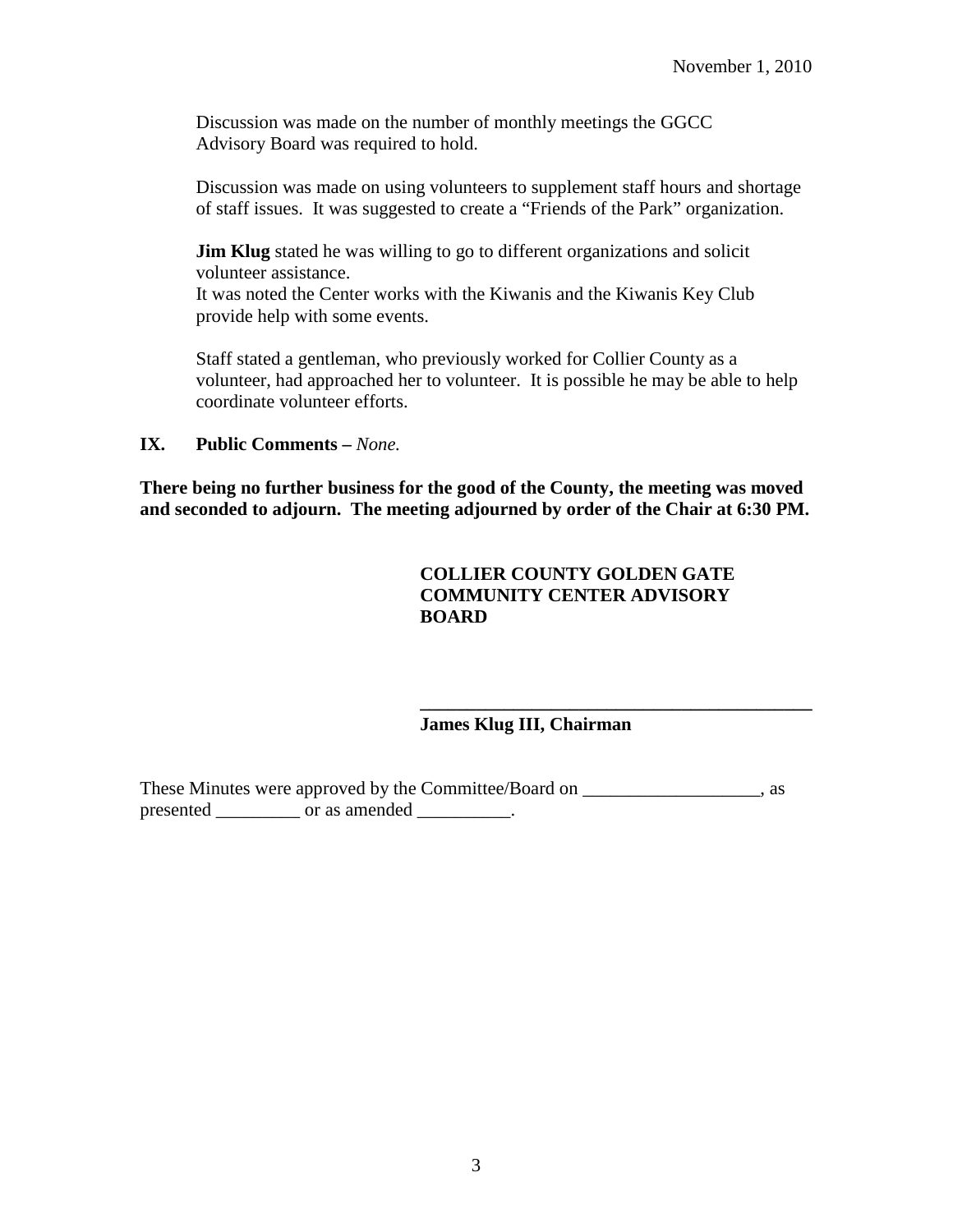Discussion was made on the number of monthly meetings the GGCC Advisory Board was required to hold.

Discussion was made on using volunteers to supplement staff hours and shortage of staff issues. It was suggested to create a "Friends of the Park" organization.

**Jim Klug** stated he was willing to go to different organizations and solicit volunteer assistance.
It was noted the Center works with the Kiwanis and the Kiwanis Key Club provide help with some events.

Staff stated a gentleman, who previously worked for Collier County as a volunteer, had approached her to volunteer. It is possible he may be able to help coordinate volunteer efforts.

**IX. Public Comments –** *None.*

**There being no further business for the good of the County, the meeting was moved and seconded to adjourn. The meeting adjourned by order of the Chair at 6:30 PM.**

**COLLIER COUNTY GOLDEN GATE COMMUNITY CENTER ADVISORY BOARD**

**___________________________________________**
**James Klug III, Chairman**

These Minutes were approved by the Committee/Board on ___________________, as presented _________ or as amended __________.